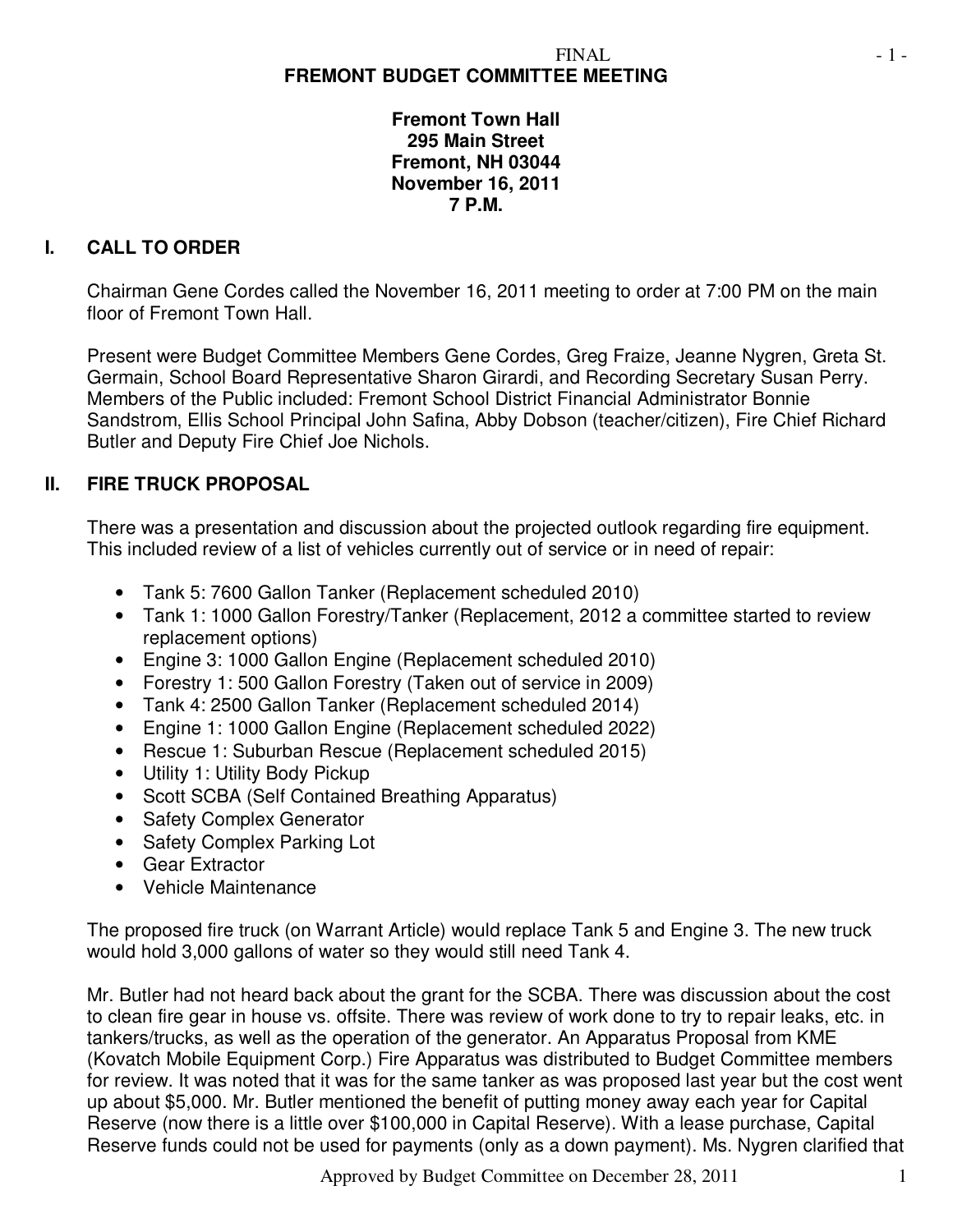FINAL

# FREMONT BUDGET COMMITTEE MEETING

**Fremont Town Hall**
**295 Main Street**
**Fremont, NH 03044**
**November 16, 2011**
**7 P.M.**

## I. CALL TO ORDER

Chairman Gene Cordes called the November 16, 2011 meeting to order at 7:00 PM on the main floor of Fremont Town Hall.

Present were Budget Committee Members Gene Cordes, Greg Fraize, Jeanne Nygren, Greta St. Germain, School Board Representative Sharon Girardi, and Recording Secretary Susan Perry. Members of the Public included: Fremont School District Financial Administrator Bonnie Sandstrom, Ellis School Principal John Safina, Abby Dobson (teacher/citizen), Fire Chief Richard Butler and Deputy Fire Chief Joe Nichols.

## II. FIRE TRUCK PROPOSAL

There was a presentation and discussion about the projected outlook regarding fire equipment. This included review of a list of vehicles currently out of service or in need of repair:

- Tank 5: 7600 Gallon Tanker (Replacement scheduled 2010)
- Tank 1: 1000 Gallon Forestry/Tanker (Replacement, 2012 a committee started to review replacement options)
- Engine 3: 1000 Gallon Engine (Replacement scheduled 2010)
- Forestry 1: 500 Gallon Forestry (Taken out of service in 2009)
- Tank 4: 2500 Gallon Tanker (Replacement scheduled 2014)
- Engine 1: 1000 Gallon Engine (Replacement scheduled 2022)
- Rescue 1: Suburban Rescue (Replacement scheduled 2015)
- Utility 1: Utility Body Pickup
- Scott SCBA (Self Contained Breathing Apparatus)
- Safety Complex Generator
- Safety Complex Parking Lot
- Gear Extractor
- Vehicle Maintenance

The proposed fire truck (on Warrant Article) would replace Tank 5 and Engine 3. The new truck would hold 3,000 gallons of water so they would still need Tank 4.

Mr. Butler had not heard back about the grant for the SCBA. There was discussion about the cost to clean fire gear in house vs. offsite. There was review of work done to try to repair leaks, etc. in tankers/trucks, as well as the operation of the generator. An Apparatus Proposal from KME (Kovatch Mobile Equipment Corp.) Fire Apparatus was distributed to Budget Committee members for review. It was noted that it was for the same tanker as was proposed last year but the cost went up about $5,000. Mr. Butler mentioned the benefit of putting money away each year for Capital Reserve (now there is a little over $100,000 in Capital Reserve). With a lease purchase, Capital Reserve funds could not be used for payments (only as a down payment). Ms. Nygren clarified that

Approved by Budget Committee on December 28, 2011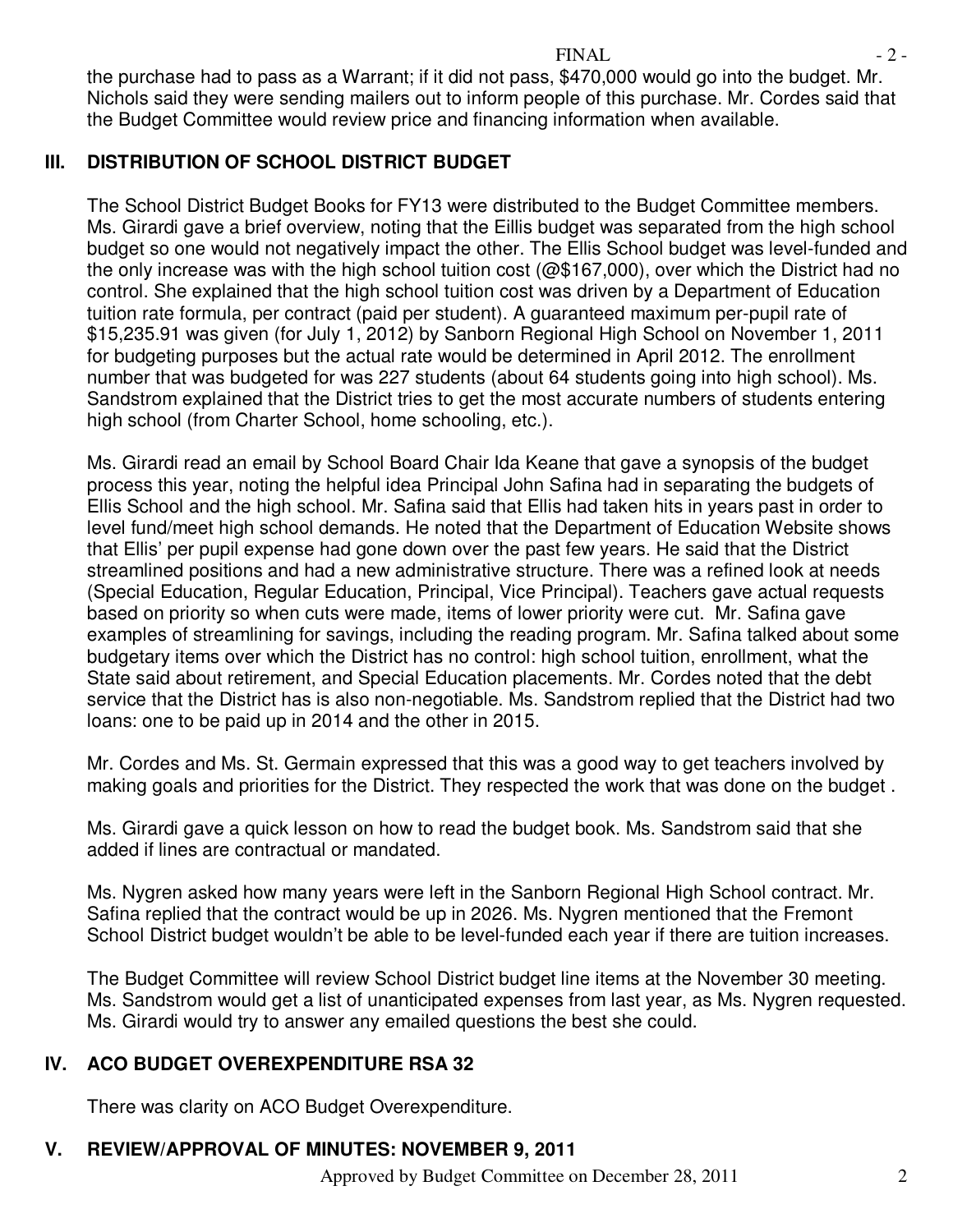the purchase had to pass as a Warrant; if it did not pass, $470,000 would go into the budget. Mr. Nichols said they were sending mailers out to inform people of this purchase. Mr. Cordes said that the Budget Committee would review price and financing information when available.

## III. DISTRIBUTION OF SCHOOL DISTRICT BUDGET

The School District Budget Books for FY13 were distributed to the Budget Committee members. Ms. Girardi gave a brief overview, noting that the Eillis budget was separated from the high school budget so one would not negatively impact the other. The Ellis School budget was level-funded and the only increase was with the high school tuition cost (@$167,000), over which the District had no control. She explained that the high school tuition cost was driven by a Department of Education tuition rate formula, per contract (paid per student). A guaranteed maximum per-pupil rate of $15,235.91 was given (for July 1, 2012) by Sanborn Regional High School on November 1, 2011 for budgeting purposes but the actual rate would be determined in April 2012. The enrollment number that was budgeted for was 227 students (about 64 students going into high school). Ms. Sandstrom explained that the District tries to get the most accurate numbers of students entering high school (from Charter School, home schooling, etc.).

Ms. Girardi read an email by School Board Chair Ida Keane that gave a synopsis of the budget process this year, noting the helpful idea Principal John Safina had in separating the budgets of Ellis School and the high school. Mr. Safina said that Ellis had taken hits in years past in order to level fund/meet high school demands. He noted that the Department of Education Website shows that Ellis' per pupil expense had gone down over the past few years. He said that the District streamlined positions and had a new administrative structure. There was a refined look at needs (Special Education, Regular Education, Principal, Vice Principal). Teachers gave actual requests based on priority so when cuts were made, items of lower priority were cut. Mr. Safina gave examples of streamlining for savings, including the reading program. Mr. Safina talked about some budgetary items over which the District has no control: high school tuition, enrollment, what the State said about retirement, and Special Education placements. Mr. Cordes noted that the debt service that the District has is also non-negotiable. Ms. Sandstrom replied that the District had two loans: one to be paid up in 2014 and the other in 2015.

Mr. Cordes and Ms. St. Germain expressed that this was a good way to get teachers involved by making goals and priorities for the District. They respected the work that was done on the budget .

Ms. Girardi gave a quick lesson on how to read the budget book. Ms. Sandstrom said that she added if lines are contractual or mandated.

Ms. Nygren asked how many years were left in the Sanborn Regional High School contract. Mr. Safina replied that the contract would be up in 2026. Ms. Nygren mentioned that the Fremont School District budget wouldn't be able to be level-funded each year if there are tuition increases.

The Budget Committee will review School District budget line items at the November 30 meeting. Ms. Sandstrom would get a list of unanticipated expenses from last year, as Ms. Nygren requested. Ms. Girardi would try to answer any emailed questions the best she could.

## IV. ACO BUDGET OVEREXPENDITURE RSA 32

There was clarity on ACO Budget Overexpenditure.

## V. REVIEW/APPROVAL OF MINUTES: NOVEMBER 9, 2011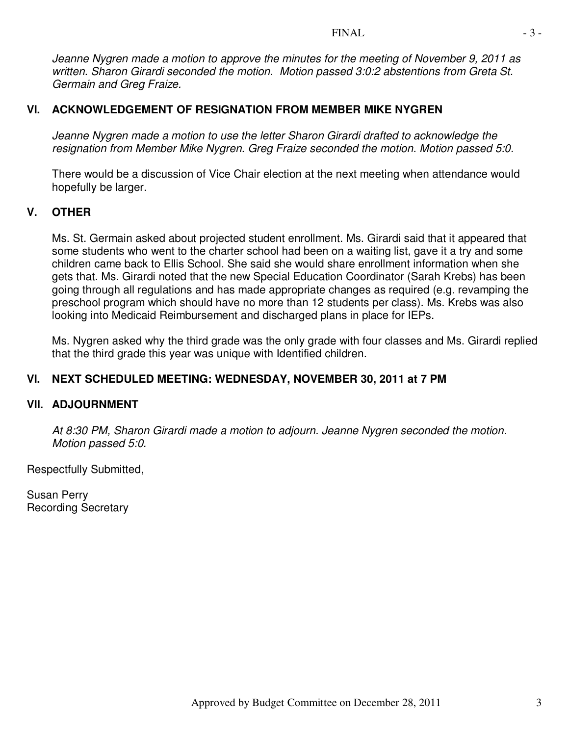*Jeanne Nygren made a motion to approve the minutes for the meeting of November 9, 2011 as written. Sharon Girardi seconded the motion. Motion passed 3:0:2 abstentions from Greta St. Germain and Greg Fraize.*

## VI. ACKNOWLEDGEMENT OF RESIGNATION FROM MEMBER MIKE NYGREN

*Jeanne Nygren made a motion to use the letter Sharon Girardi drafted to acknowledge the resignation from Member Mike Nygren. Greg Fraize seconded the motion. Motion passed 5:0.*

There would be a discussion of Vice Chair election at the next meeting when attendance would hopefully be larger.

## V. OTHER

Ms. St. Germain asked about projected student enrollment. Ms. Girardi said that it appeared that some students who went to the charter school had been on a waiting list, gave it a try and some children came back to Ellis School. She said she would share enrollment information when she gets that. Ms. Girardi noted that the new Special Education Coordinator (Sarah Krebs) has been going through all regulations and has made appropriate changes as required (e.g. revamping the preschool program which should have no more than 12 students per class). Ms. Krebs was also looking into Medicaid Reimbursement and discharged plans in place for IEPs.

Ms. Nygren asked why the third grade was the only grade with four classes and Ms. Girardi replied that the third grade this year was unique with Identified children.

## VI. NEXT SCHEDULED MEETING: WEDNESDAY, NOVEMBER 30, 2011 at 7 PM

## VII. ADJOURNMENT

*At 8:30 PM, Sharon Girardi made a motion to adjourn. Jeanne Nygren seconded the motion. Motion passed 5:0.*

Respectfully Submitted,

Susan Perry
Recording Secretary

Approved by Budget Committee on December 28, 2011